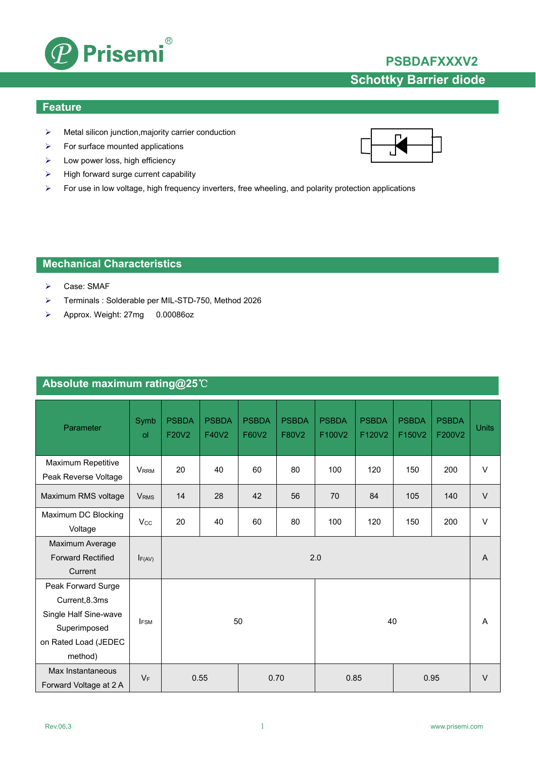# Prisemi

## PSBDAFXXXV2

## Schottky Barrier diode

## Feature

- Metal silicon junction,majority carrier conduction
- For surface mounted applications
- Low power loss, high efficiency
- High forward surge current capability
- For use in low voltage, high frequency inverters, free wheeling, and polarity protection applications

## Mechanical Characteristics

- Case: SMAF
- Terminals : Solderable per MIL-STD-750, Method 2026
- Approx. Weight: 27mg 0.00086oz

## Absolute maximum rating@25℃

| Parameter | Symbol | PSBDA F20V2 | PSBDA F40V2 | PSBDA F60V2 | PSBDA F80V2 | PSBDA F100V2 | PSBDA F120V2 | PSBDA F150V2 | PSBDA F200V2 | Units |
|---|---|---|---|---|---|---|---|---|---|---|
| Maximum Repetitive Peak Reverse Voltage | $V_{RRM}$ | 20 | 40 | 60 | 80 | 100 | 120 | 150 | 200 | V |
| Maximum RMS voltage | $V_{RMS}$ | 14 | 28 | 42 | 56 | 70 | 84 | 105 | 140 | V |
| Maximum DC Blocking Voltage | $V_{CC}$ | 20 | 40 | 60 | 80 | 100 | 120 | 150 | 200 | V |
| Maximum Average Forward Rectified Current | $I_{F(AV)}$ | 2.0 | | | | | | | | A |
| Peak Forward Surge Current,8.3ms Single Half Sine-wave Superimposed on Rated Load (JEDEC method) | $I_{FSM}$ | 50 | | | | 40 | | | | A |
| Max Instantaneous Forward Voltage at 2 A | $V_F$ | 0.55 | | 0.70 | | 0.85 | | 0.95 | | V |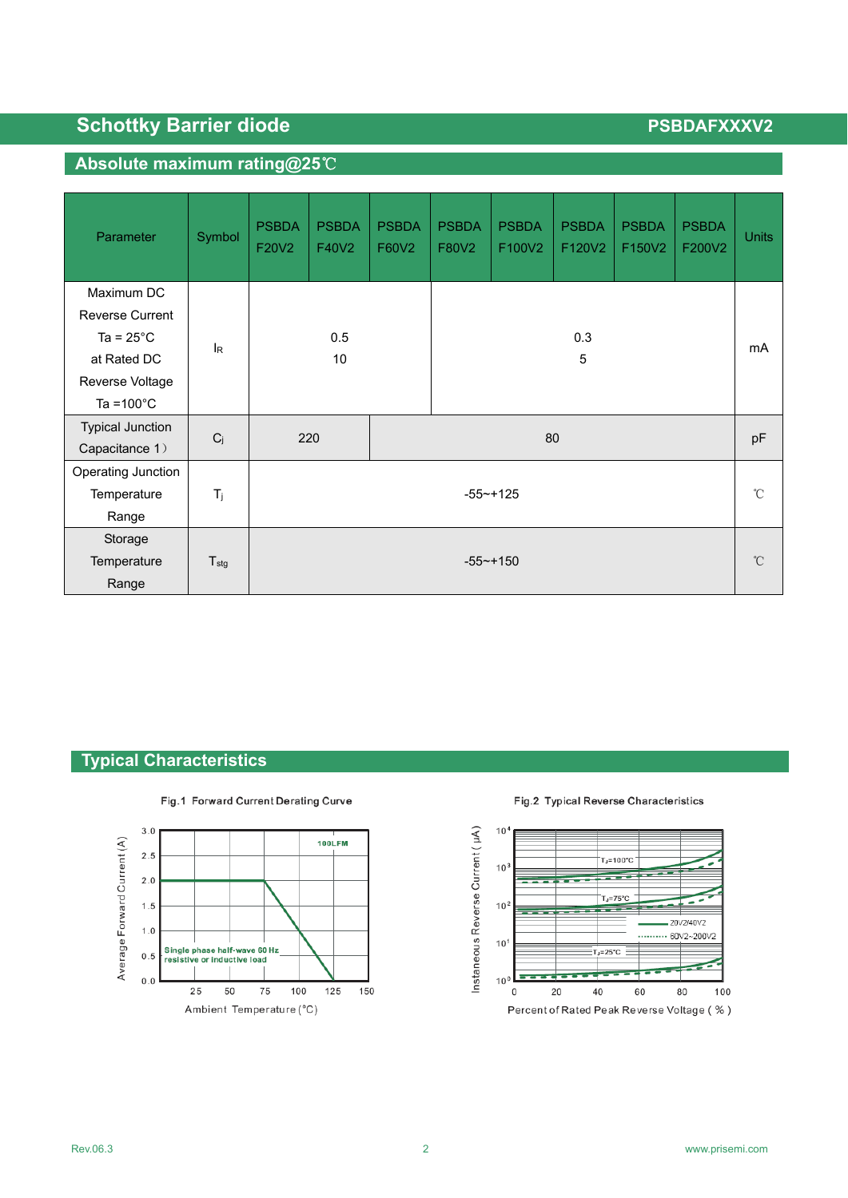## Schottky Barrier diode

PSBDAFXXXV2

### Absolute maximum rating@25℃

| Parameter | Symbol | PSBDA F20V2 | PSBDA F40V2 | PSBDA F60V2 | PSBDA F80V2 | PSBDA F100V2 | PSBDA F120V2 | PSBDA F150V2 | PSBDA F200V2 | Units |
|---|---|---|---|---|---|---|---|---|---|---|
| Maximum DC Reverse Current Ta = 25°C at Rated DC Reverse Voltage Ta =100°C | $I_R$ | 0.5<br>10 | | | 0.3<br>5 | | | | | mA |
| Typical Junction Capacitance 1） | $C_j$ | 220 | | 80 | | | | | | pF |
| Operating Junction Temperature Range | $T_j$ | -55~+125 | | | | | | | | ℃ |
| Storage Temperature Range | $T_{stg}$ | -55~+150 | | | | | | | | ℃ |

### Typical Characteristics

Fig.1 Forward Current Derating Curve

Fig.2 Typical Reverse Characteristics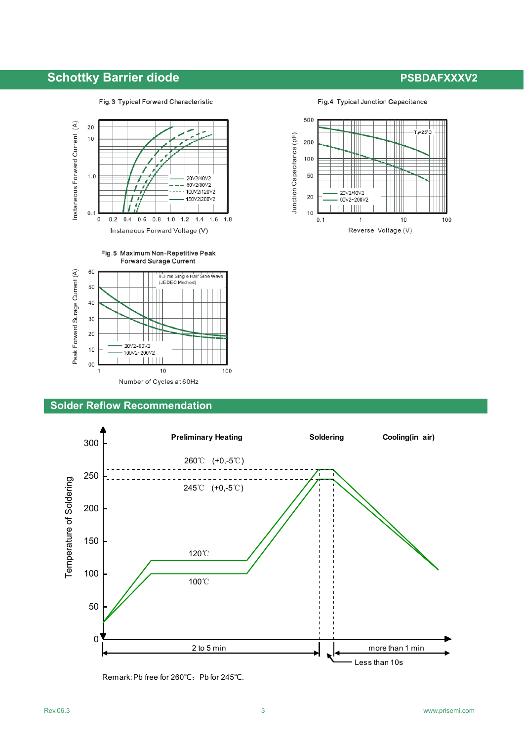## Schottky Barrier diode

Fig.3 Typical Forward Characteristic

Fig.4 Typical Junction Capacitance

Fig.5 Maximum Non-Repetitive Peak Forward Surage Current

## Solder Reflow Recommendation

Remark: Pb free for 260℃; Pb for 245℃.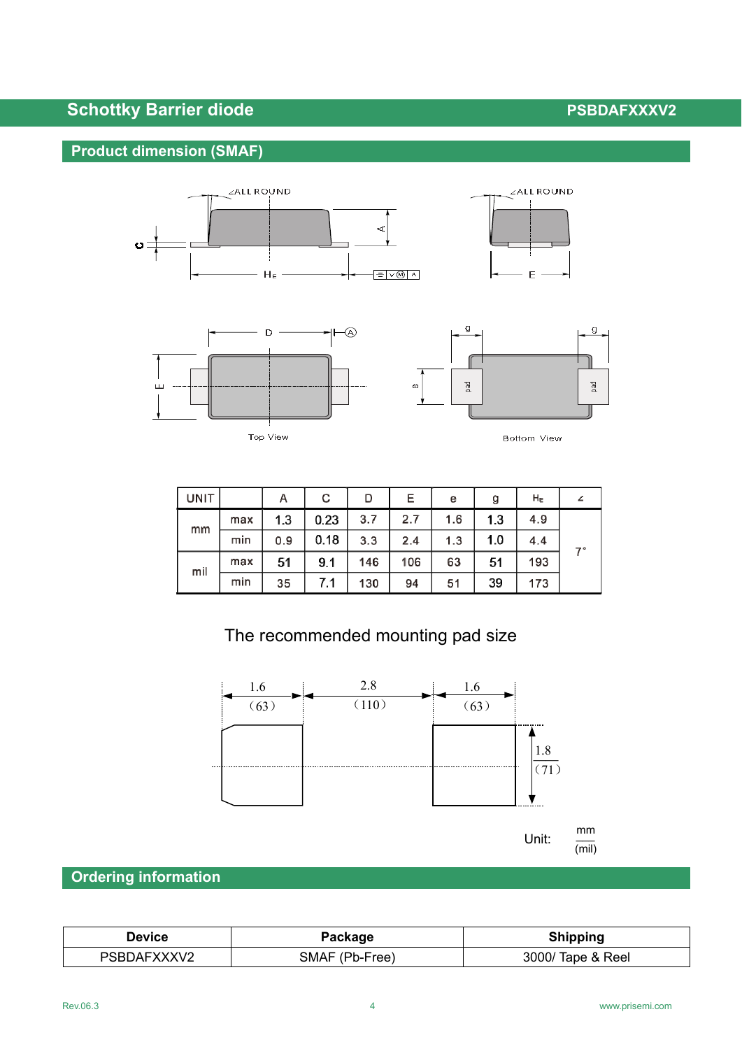## Product dimension (SMAF)

Top View

Bottom View

| UNIT | | A | C | D | E | e | g | $H_E$ | ∠ |
|---|---|---|---|---|---|---|---|---|---|
| mm | max | 1.3 | 0.23 | 3.7 | 2.7 | 1.6 | 1.3 | 4.9 | 7° |
| | min | 0.9 | 0.18 | 3.3 | 2.4 | 1.3 | 1.0 | 4.4 | |
| mil | max | 51 | 9.1 | 146 | 106 | 63 | 51 | 193 | |
| | min | 35 | 7.1 | 130 | 94 | 51 | 39 | 173 | |

The recommended mounting pad size

1.6 (63) — 2.8 (110) — 1.6 (63)

1.8 (71)

Unit: mm (mil)

## Ordering information

| Device | Package | Shipping |
|---|---|---|
| PSBDAFXXXV2 | SMAF (Pb-Free) | 3000/ Tape & Reel |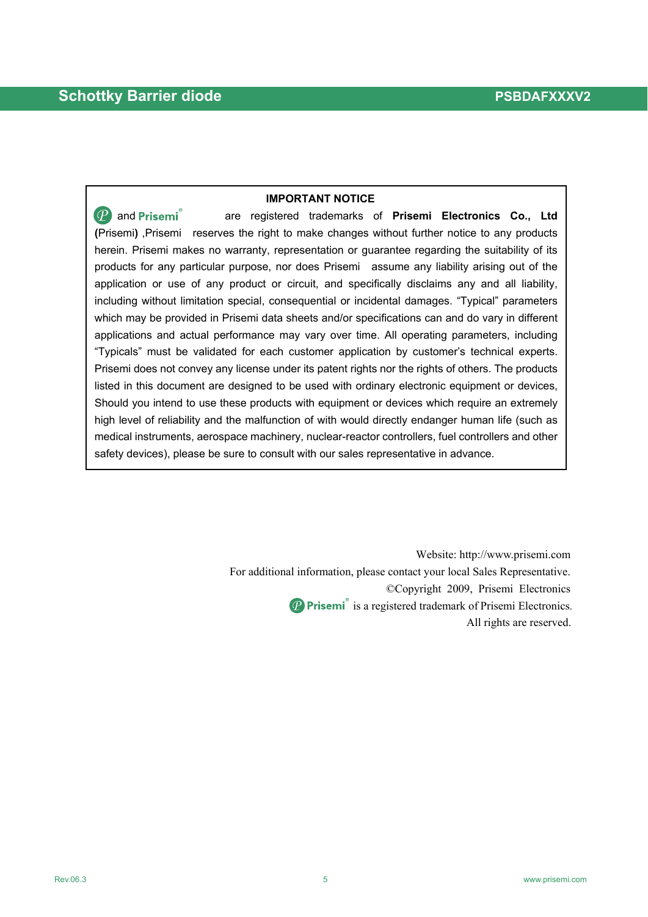**IMPORTANT NOTICE**

and **Prisemi**® are registered trademarks of **Prisemi Electronics Co., Ltd** **(**Prisemi**)** ,Prisemi reserves the right to make changes without further notice to any products herein. Prisemi makes no warranty, representation or guarantee regarding the suitability of its products for any particular purpose, nor does Prisemi assume any liability arising out of the application or use of any product or circuit, and specifically disclaims any and all liability, including without limitation special, consequential or incidental damages. "Typical" parameters which may be provided in Prisemi data sheets and/or specifications can and do vary in different applications and actual performance may vary over time. All operating parameters, including "Typicals" must be validated for each customer application by customer's technical experts. Prisemi does not convey any license under its patent rights nor the rights of others. The products listed in this document are designed to be used with ordinary electronic equipment or devices, Should you intend to use these products with equipment or devices which require an extremely high level of reliability and the malfunction of with would directly endanger human life (such as medical instruments, aerospace machinery, nuclear-reactor controllers, fuel controllers and other safety devices), please be sure to consult with our sales representative in advance.

Website: http://www.prisemi.com

For additional information, please contact your local Sales Representative.

©Copyright 2009, Prisemi Electronics

**Prisemi**® is a registered trademark of Prisemi Electronics.

All rights are reserved.